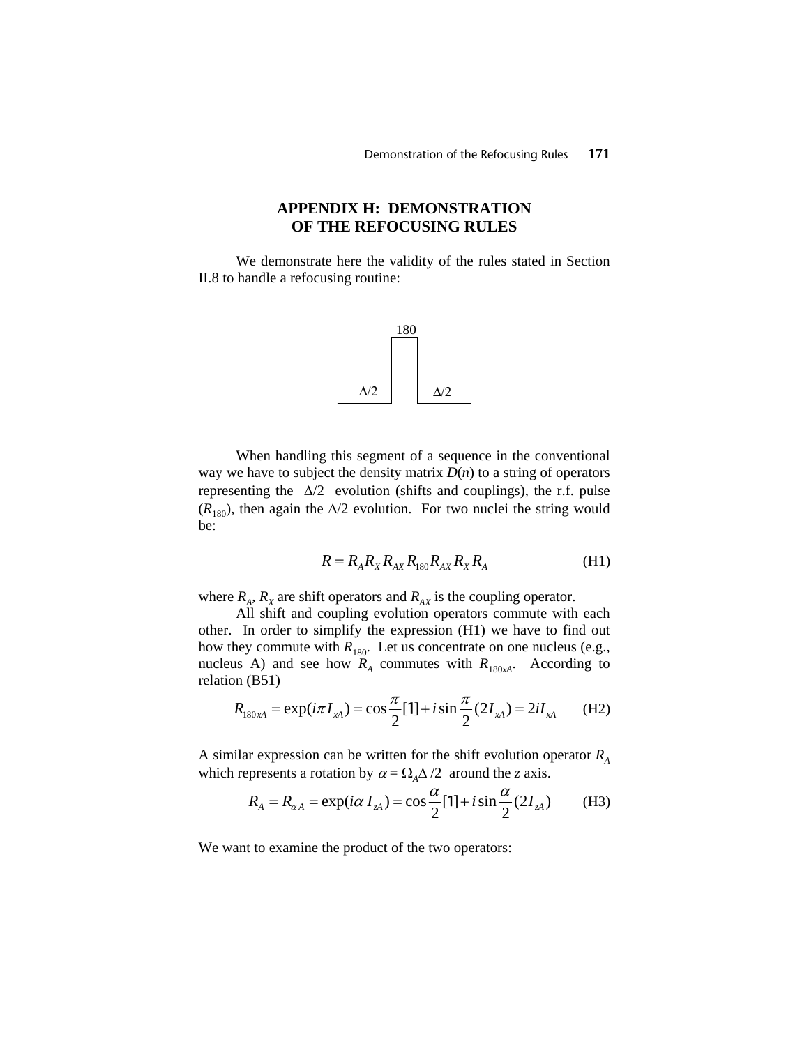# APPENDIX H: DEMONSTRATION OF THE REFOCUSING RULES

We demonstrate here the validity of the rules stated in Section II.8 to handle a refocusing routine:

180

$\Delta/2$ $\Delta/2$

When handling this segment of a sequence in the conventional way we have to subject the density matrix $D(n)$ to a string of operators representing the $\Delta/2$ evolution (shifts and couplings), the r.f. pulse ($R_{180}$), then again the $\Delta/2$ evolution. For two nuclei the string would be:

$$R = R_A R_X R_{AX} R_{180} R_{AX} R_X R_A \tag{H1}$$

where $R_A$, $R_X$ are shift operators and $R_{AX}$ is the coupling operator.

All shift and coupling evolution operators commute with each other. In order to simplify the expression (H1) we have to find out how they commute with $R_{180}$. Let us concentrate on one nucleus (e.g., nucleus A) and see how $R_A$ commutes with $R_{180xA}$. According to relation (B51)

$$R_{180xA} = \exp(i\pi I_{xA}) = \cos\frac{\pi}{2}[1] + i\sin\frac{\pi}{2}(2I_{xA}) = 2iI_{xA} \tag{H2}$$

A similar expression can be written for the shift evolution operator $R_A$ which represents a rotation by $\alpha = \Omega_A\Delta/2$ around the $z$ axis.

$$R_A = R_{\alpha A} = \exp(i\alpha\, I_{zA}) = \cos\frac{\alpha}{2}[1] + i\sin\frac{\alpha}{2}(2I_{zA}) \tag{H3}$$

We want to examine the product of the two operators: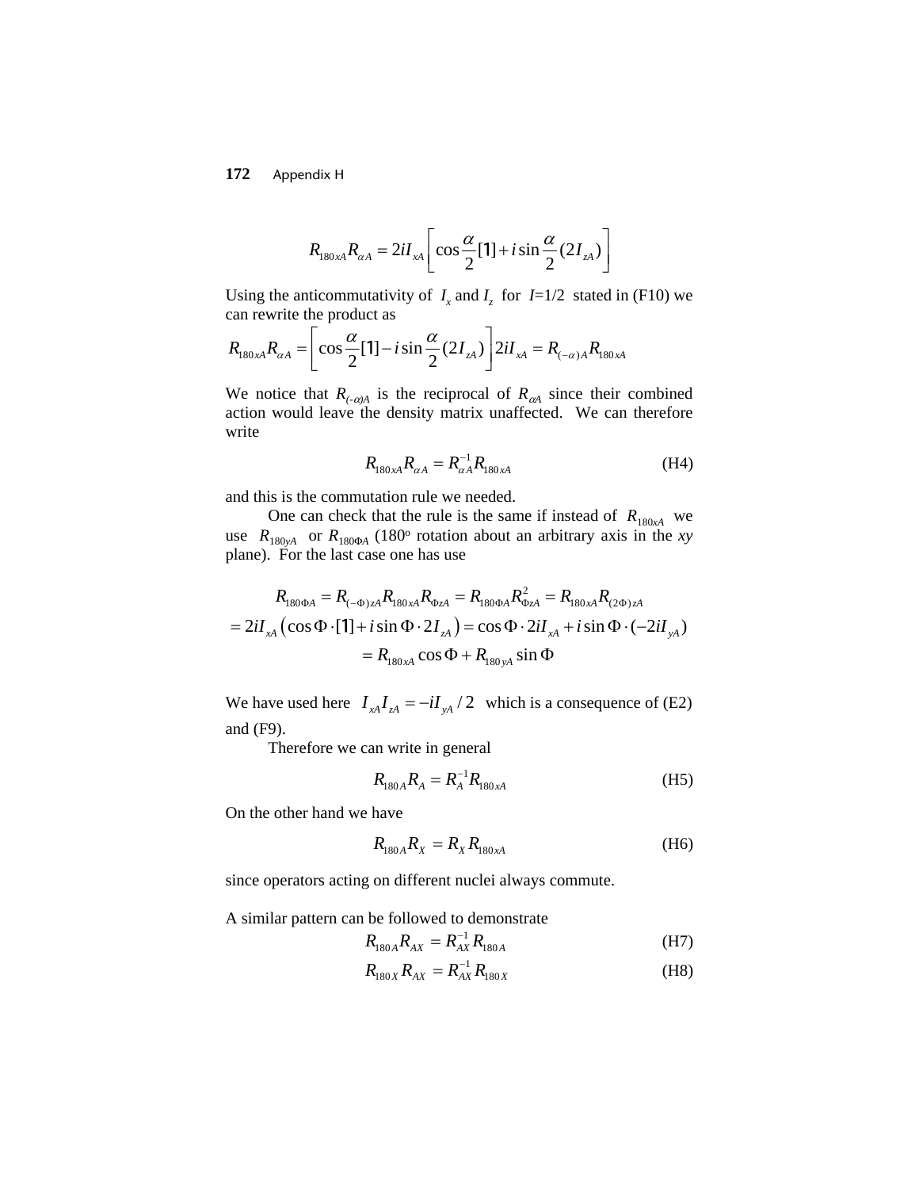$$R_{180xA} R_{\alpha A} = 2iI_{xA}\left[\cos\frac{\alpha}{2}[1] + i\sin\frac{\alpha}{2}(2I_{zA})\right]$$

Using the anticommutativity of $I_x$ and $I_z$ for $I$=1/2 stated in (F10) we can rewrite the product as

$$R_{180xA} R_{\alpha A} = \left[\cos\frac{\alpha}{2}[1] - i\sin\frac{\alpha}{2}(2I_{zA})\right]2iI_{xA} = R_{(-\alpha)A} R_{180xA}$$

We notice that $R_{(-\alpha)A}$ is the reciprocal of $R_{\alpha A}$ since their combined action would leave the density matrix unaffected. We can therefore write

$$R_{180xA} R_{\alpha A} = R_{\alpha A}^{-1} R_{180xA} \tag{H4}$$

and this is the commutation rule we needed.

One can check that the rule is the same if instead of $R_{180xA}$ we use $R_{180yA}$ or $R_{180\Phi A}$ (180° rotation about an arbitrary axis in the *xy* plane). For the last case one has use

$$\begin{aligned}
R_{180\Phi A} &= R_{(-\Phi)zA} R_{180xA} R_{\Phi zA} = R_{180\Phi A} R_{\Phi zA}^2 = R_{180xA} R_{(2\Phi)zA} \\
&= 2iI_{xA}\left(\cos\Phi\cdot[1] + i\sin\Phi\cdot 2I_{zA}\right) = \cos\Phi\cdot 2iI_{xA} + i\sin\Phi\cdot(-2iI_{yA}) \\
&= R_{180xA}\cos\Phi + R_{180yA}\sin\Phi
\end{aligned}$$

We have used here $I_{xA} I_{zA} = -iI_{yA}/2$ which is a consequence of (E2) and (F9).

Therefore we can write in general

$$R_{180A} R_A = R_A^{-1} R_{180xA} \tag{H5}$$

On the other hand we have

$$R_{180A} R_X = R_X R_{180xA} \tag{H6}$$

since operators acting on different nuclei always commute.

A similar pattern can be followed to demonstrate

$$R_{180A} R_{AX} = R_{AX}^{-1} R_{180A} \tag{H7}$$

$$R_{180X} R_{AX} = R_{AX}^{-1} R_{180X} \tag{H8}$$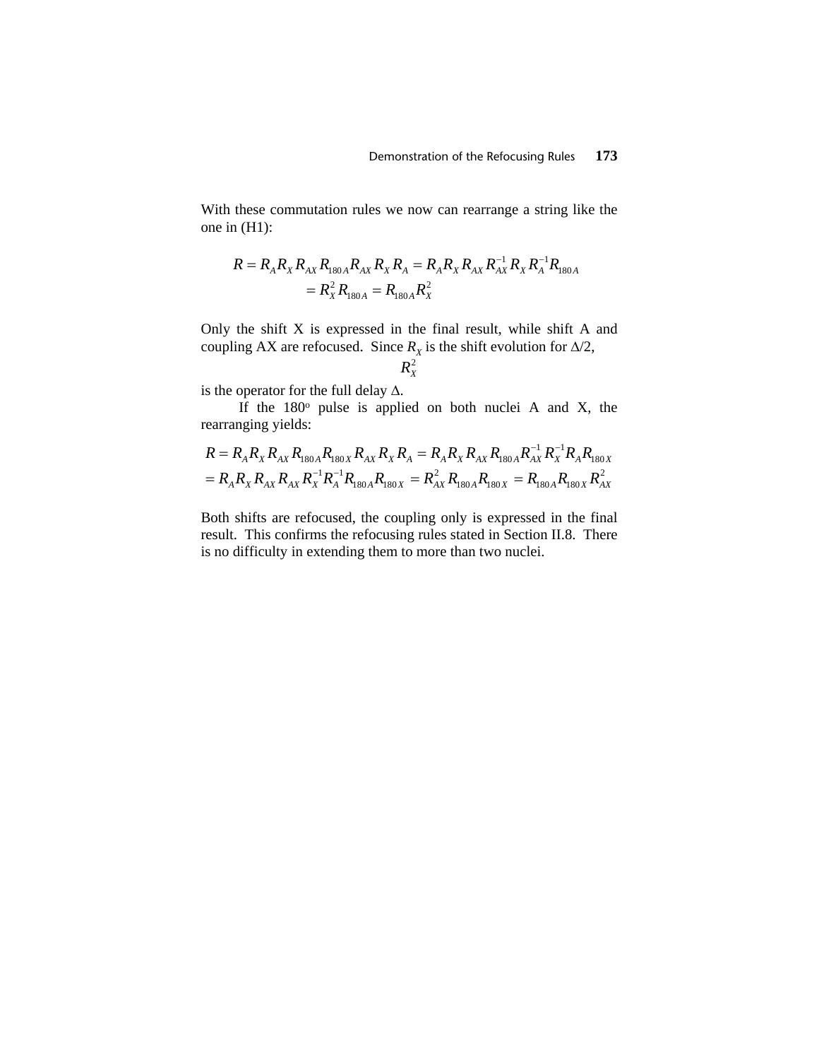With these commutation rules we now can rearrange a string like the one in (H1):

$$
\begin{aligned}
R = R_A R_X R_{AX} R_{180A} R_{AX} R_X R_A &= R_A R_X R_{AX} R_{AX}^{-1} R_X R_A^{-1} R_{180A} \\
&= R_X^2 R_{180A} = R_{180A} R_X^2
\end{aligned}
$$

Only the shift X is expressed in the final result, while shift A and coupling AX are refocused. Since $R_X$ is the shift evolution for $\Delta/2$,

$$R_X^2$$

is the operator for the full delay $\Delta$.

If the $180^o$ pulse is applied on both nuclei A and X, the rearranging yields:

$$
\begin{aligned}
R &= R_A R_X R_{AX} R_{180A} R_{180X} R_{AX} R_X R_A = R_A R_X R_{AX} R_{180A} R_{AX}^{-1} R_X^{-1} R_A R_{180X} \\
&= R_A R_X R_{AX} R_{AX} R_X^{-1} R_A^{-1} R_{180A} R_{180X} = R_{AX}^2 R_{180A} R_{180X} = R_{180A} R_{180X} R_{AX}^2
\end{aligned}
$$

Both shifts are refocused, the coupling only is expressed in the final result. This confirms the refocusing rules stated in Section II.8. There is no difficulty in extending them to more than two nuclei.